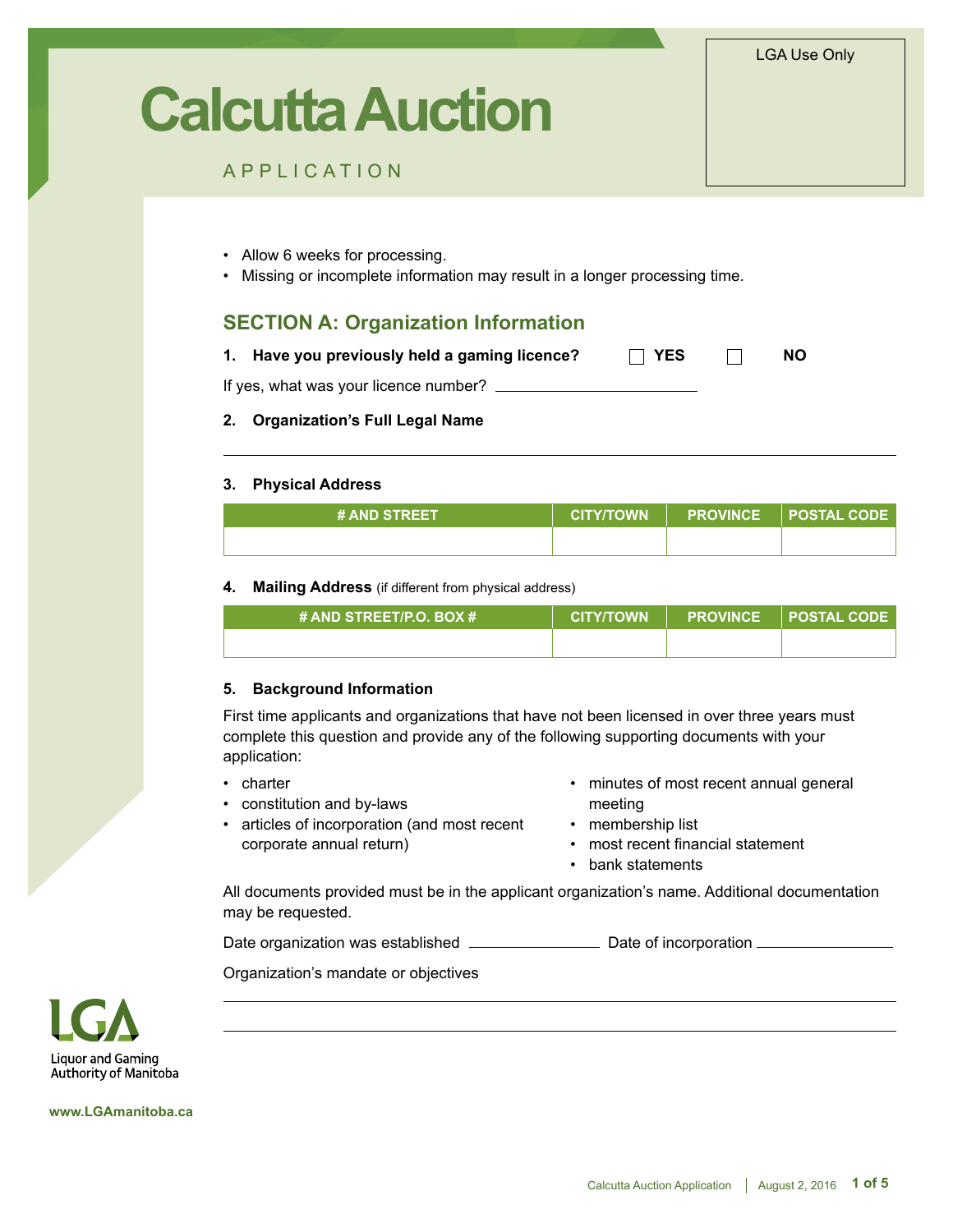# Calcutta Auction

APPLICATION

LGA Use Only

- Allow 6 weeks for processing.
- Missing or incomplete information may result in a longer processing time.

## SECTION A: Organization Information

**1. Have you previously held a gaming licence?** ☐ **YES** ☐ **NO**

If yes, what was your licence number? ______________________

**2. Organization's Full Legal Name**

______________________________________________________________

**3. Physical Address**

| # AND STREET | CITY/TOWN | PROVINCE | POSTAL CODE |
|---|---|---|---|
| | | | |

**4. Mailing Address** (if different from physical address)

| # AND STREET/P.O. BOX # | CITY/TOWN | PROVINCE | POSTAL CODE |
|---|---|---|---|
| | | | |

**5. Background Information**

First time applicants and organizations that have not been licensed in over three years must complete this question and provide any of the following supporting documents with your application:

- charter
- constitution and by-laws
- articles of incorporation (and most recent corporate annual return)
- minutes of most recent annual general meeting
- membership list
- most recent financial statement
- bank statements

All documents provided must be in the applicant organization's name. Additional documentation may be requested.

Date organization was established ______________ Date of incorporation ______________

Organization's mandate or objectives

______________________________________________________________

______________________________________________________________

Liquor and Gaming Authority of Manitoba

www.LGAmanitoba.ca

Calcutta Auction Application | August 2, 2016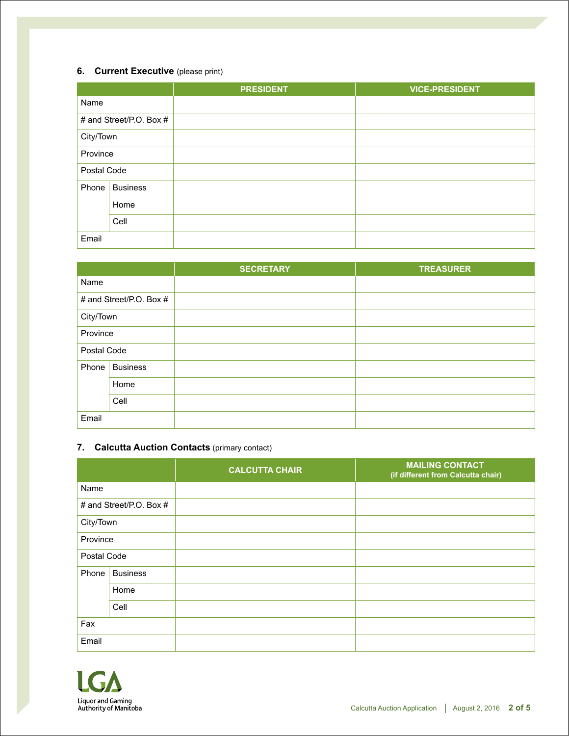### 6. **Current Executive** (please print)

| | | PRESIDENT | VICE-PRESIDENT |
|---|---|---|---|
| Name | | | |
| # and Street/P.O. Box # | | | |
| City/Town | | | |
| Province | | | |
| Postal Code | | | |
| Phone | Business | | |
| | Home | | |
| | Cell | | |
| Email | | | |

| | | SECRETARY | TREASURER |
|---|---|---|---|
| Name | | | |
| # and Street/P.O. Box # | | | |
| City/Town | | | |
| Province | | | |
| Postal Code | | | |
| Phone | Business | | |
| | Home | | |
| | Cell | | |
| Email | | | |

### 7. **Calcutta Auction Contacts** (primary contact)

| | | CALCUTTA CHAIR | MAILING CONTACT (if different from Calcutta chair) |
|---|---|---|---|
| Name | | | |
| # and Street/P.O. Box # | | | |
| City/Town | | | |
| Province | | | |
| Postal Code | | | |
| Phone | Business | | |
| | Home | | |
| | Cell | | |
| Fax | | | |
| Email | | | |

LGA
Liquor and Gaming Authority of Manitoba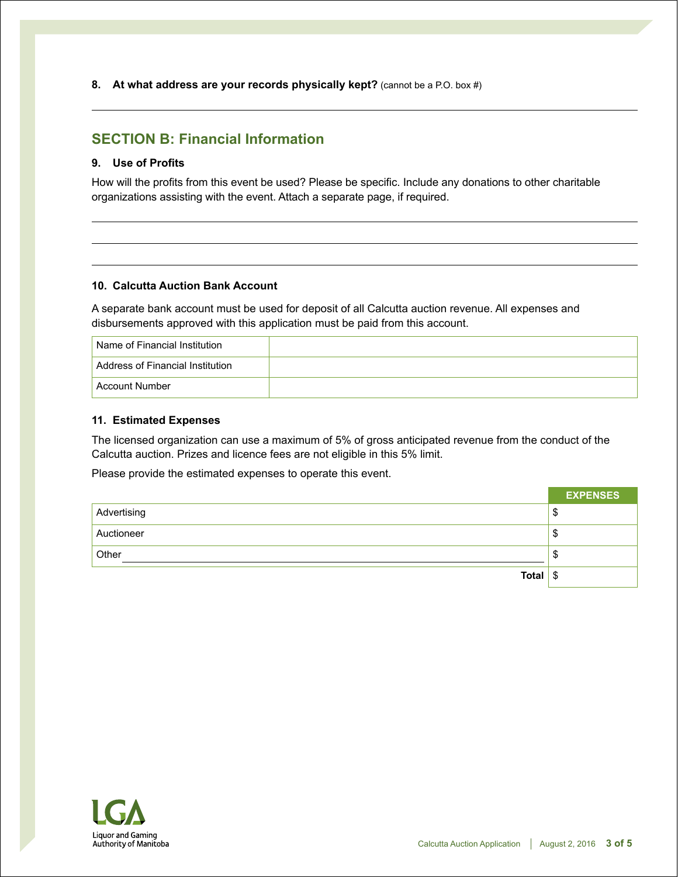**8. At what address are your records physically kept?** (cannot be a P.O. box #)

\_\_\_\_\_\_\_\_\_\_\_\_\_\_\_\_\_\_\_\_\_\_\_\_\_\_\_\_\_\_\_\_\_\_\_\_\_\_\_\_\_\_\_\_\_\_\_\_\_\_\_\_\_\_\_\_\_\_\_\_

## SECTION B: Financial Information

### 9. Use of Profits

How will the profits from this event be used? Please be specific. Include any donations to other charitable organizations assisting with the event. Attach a separate page, if required.

\_\_\_\_\_\_\_\_\_\_\_\_\_\_\_\_\_\_\_\_\_\_\_\_\_\_\_\_\_\_\_\_\_\_\_\_\_\_\_\_\_\_\_\_\_\_\_\_\_\_\_\_\_\_\_\_\_\_\_\_

\_\_\_\_\_\_\_\_\_\_\_\_\_\_\_\_\_\_\_\_\_\_\_\_\_\_\_\_\_\_\_\_\_\_\_\_\_\_\_\_\_\_\_\_\_\_\_\_\_\_\_\_\_\_\_\_\_\_\_\_

\_\_\_\_\_\_\_\_\_\_\_\_\_\_\_\_\_\_\_\_\_\_\_\_\_\_\_\_\_\_\_\_\_\_\_\_\_\_\_\_\_\_\_\_\_\_\_\_\_\_\_\_\_\_\_\_\_\_\_\_

### 10. Calcutta Auction Bank Account

A separate bank account must be used for deposit of all Calcutta auction revenue. All expenses and disbursements approved with this application must be paid from this account.

| | |
|---|---|
| Name of Financial Institution | |
| Address of Financial Institution | |
| Account Number | |

### 11. Estimated Expenses

The licensed organization can use a maximum of 5% of gross anticipated revenue from the conduct of the Calcutta auction. Prizes and licence fees are not eligible in this 5% limit.

Please provide the estimated expenses to operate this event.

| | EXPENSES |
|---|---|
| Advertising | $ |
| Auctioneer | $ |
| Other \_\_\_\_\_\_\_\_\_\_\_\_\_\_\_\_\_\_\_\_\_\_\_\_ | $ |
| **Total** | $ |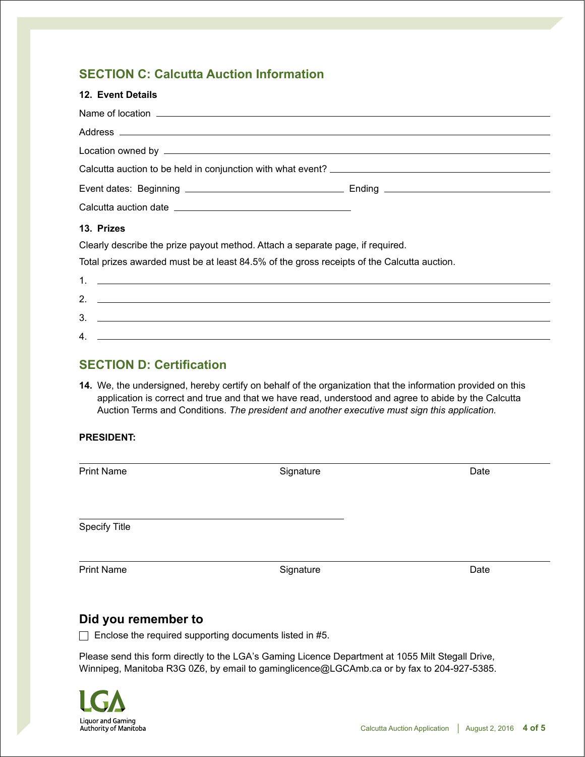## SECTION C: Calutta Auction Information

**12. Event Details**

Name of location \_\_\_\_\_\_\_\_\_\_\_\_\_\_\_\_\_\_\_\_\_\_\_\_\_\_\_\_\_\_\_\_\_\_\_\_\_\_\_\_

Address \_\_\_\_\_\_\_\_\_\_\_\_\_\_\_\_\_\_\_\_\_\_\_\_\_\_\_\_\_\_\_\_\_\_\_\_\_\_\_\_

Location owned by \_\_\_\_\_\_\_\_\_\_\_\_\_\_\_\_\_\_\_\_\_\_\_\_\_\_\_\_\_\_\_\_\_\_\_\_\_\_\_\_

Calcutta auction to be held in conjunction with what event? \_\_\_\_\_\_\_\_\_\_\_\_\_\_\_\_\_\_\_\_

Event dates: Beginning \_\_\_\_\_\_\_\_\_\_\_\_\_\_\_\_\_\_\_\_ Ending \_\_\_\_\_\_\_\_\_\_\_\_\_\_\_\_\_\_\_\_

Calcutta auction date \_\_\_\_\_\_\_\_\_\_\_\_\_\_\_\_\_\_\_\_

**13. Prizes**

Clearly describe the prize payout method. Attach a separate page, if required.

Total prizes awarded must be at least 84.5% of the gross receipts of the Calcutta auction.

1. \_\_\_\_\_\_\_\_\_\_\_\_\_\_\_\_\_\_\_\_\_\_\_\_\_\_\_\_\_\_\_\_\_\_\_\_\_\_\_\_
2. \_\_\_\_\_\_\_\_\_\_\_\_\_\_\_\_\_\_\_\_\_\_\_\_\_\_\_\_\_\_\_\_\_\_\_\_\_\_\_\_
3. \_\_\_\_\_\_\_\_\_\_\_\_\_\_\_\_\_\_\_\_\_\_\_\_\_\_\_\_\_\_\_\_\_\_\_\_\_\_\_\_
4. \_\_\_\_\_\_\_\_\_\_\_\_\_\_\_\_\_\_\_\_\_\_\_\_\_\_\_\_\_\_\_\_\_\_\_\_\_\_\_\_

## SECTION D: Certification

**14.** We, the undersigned, hereby certify on behalf of the organization that the information provided on this application is correct and true and that we have read, understood and agree to abide by the Calcutta Auction Terms and Conditions. *The president and another executive must sign this application.*

**PRESIDENT:**

\_\_\_\_\_\_\_\_\_\_\_\_\_\_\_\_\_\_\_\_\_\_\_\_\_\_\_\_\_\_\_\_\_\_\_\_\_\_\_\_

Print Name Signature Date

\_\_\_\_\_\_\_\_\_\_\_\_\_\_\_\_\_\_\_\_

Specify Title

\_\_\_\_\_\_\_\_\_\_\_\_\_\_\_\_\_\_\_\_\_\_\_\_\_\_\_\_\_\_\_\_\_\_\_\_\_\_\_\_

Print Name Signature Date

## Did you remember to

☐ Enclose the required supporting documents listed in #5.

Please send this form directly to the LGA's Gaming Licence Department at 1055 Milt Stegall Drive, Winnipeg, Manitoba R3G 0Z6, by email to gaminglicence@LGCAmb.ca or by fax to 204-927-5385.

LGA
Liquor and Gaming Authority of Manitoba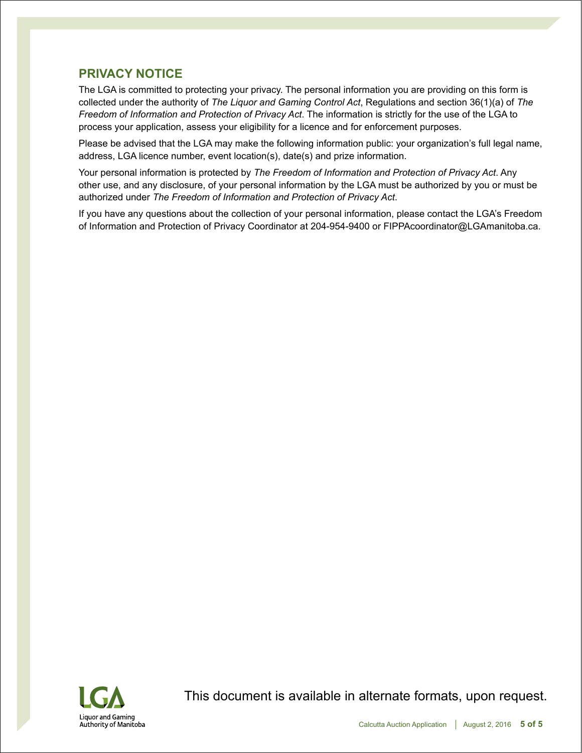## PRIVACY NOTICE

The LGA is committed to protecting your privacy. The personal information you are providing on this form is collected under the authority of *The Liquor and Gaming Control Act*, Regulations and section 36(1)(a) of *The Freedom of Information and Protection of Privacy Act*. The information is strictly for the use of the LGA to process your application, assess your eligibility for a licence and for enforcement purposes.

Please be advised that the LGA may make the following information public: your organization's full legal name, address, LGA licence number, event location(s), date(s) and prize information.

Your personal information is protected by *The Freedom of Information and Protection of Privacy Act*. Any other use, and any disclosure, of your personal information by the LGA must be authorized by you or must be authorized under *The Freedom of Information and Protection of Privacy Act*.

If you have any questions about the collection of your personal information, please contact the LGA's Freedom of Information and Protection of Privacy Coordinator at 204-954-9400 or FIPPAcoordinator@LGAmanitoba.ca.

LGA
Liquor and Gaming
Authority of Manitoba

This document is available in alternate formats, upon request.